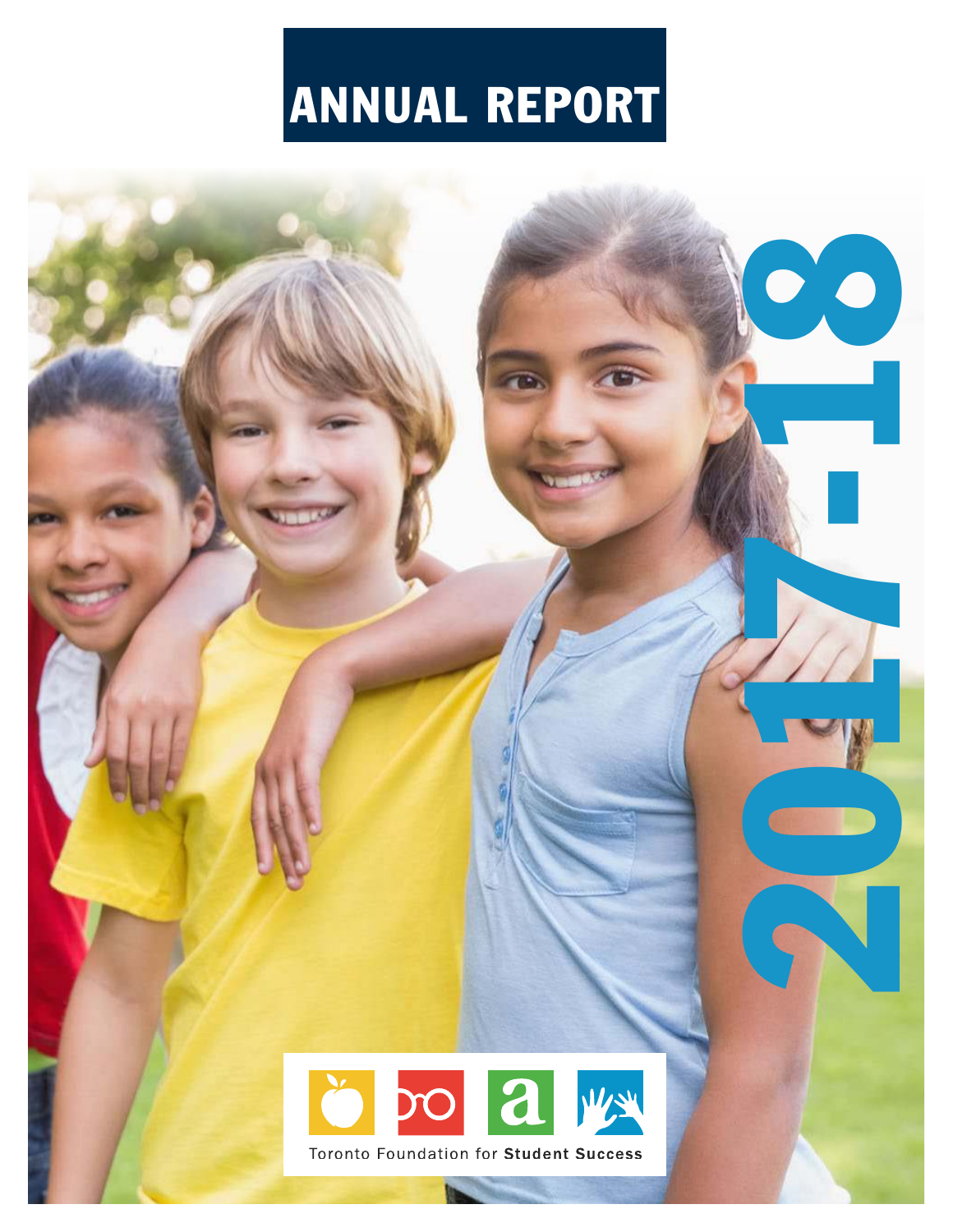# ANNUAL REPORT

# 2017-18

Toronto Foundation for **Student Success**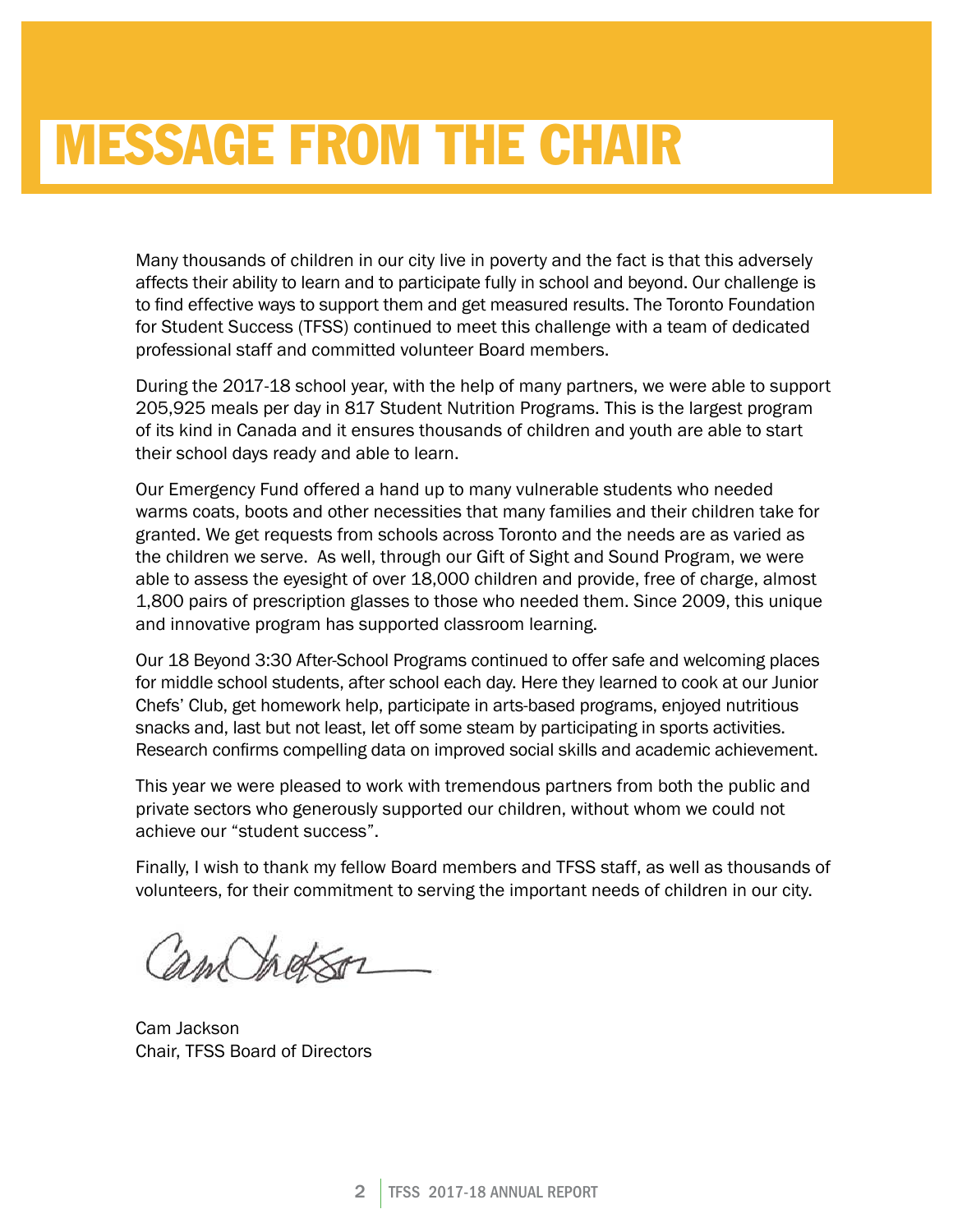# MESSAGE FROM THE CHAIR

Many thousands of children in our city live in poverty and the fact is that this adversely affects their ability to learn and to participate fully in school and beyond. Our challenge is to find effective ways to support them and get measured results. The Toronto Foundation for Student Success (TFSS) continued to meet this challenge with a team of dedicated professional staff and committed volunteer Board members.

During the 2017-18 school year, with the help of many partners, we were able to support 205,925 meals per day in 817 Student Nutrition Programs. This is the largest program of its kind in Canada and it ensures thousands of children and youth are able to start their school days ready and able to learn.

Our Emergency Fund offered a hand up to many vulnerable students who needed warms coats, boots and other necessities that many families and their children take for granted. We get requests from schools across Toronto and the needs are as varied as the children we serve. As well, through our Gift of Sight and Sound Program, we were able to assess the eyesight of over 18,000 children and provide, free of charge, almost 1,800 pairs of prescription glasses to those who needed them. Since 2009, this unique and innovative program has supported classroom learning.

Our 18 Beyond 3:30 After-School Programs continued to offer safe and welcoming places for middle school students, after school each day. Here they learned to cook at our Junior Chefs' Club, get homework help, participate in arts-based programs, enjoyed nutritious snacks and, last but not least, let off some steam by participating in sports activities. Research confirms compelling data on improved social skills and academic achievement.

This year we were pleased to work with tremendous partners from both the public and private sectors who generously supported our children, without whom we could not achieve our "student success".

Finally, I wish to thank my fellow Board members and TFSS staff, as well as thousands of volunteers, for their commitment to serving the important needs of children in our city.

Cam Jackson
Chair, TFSS Board of Directors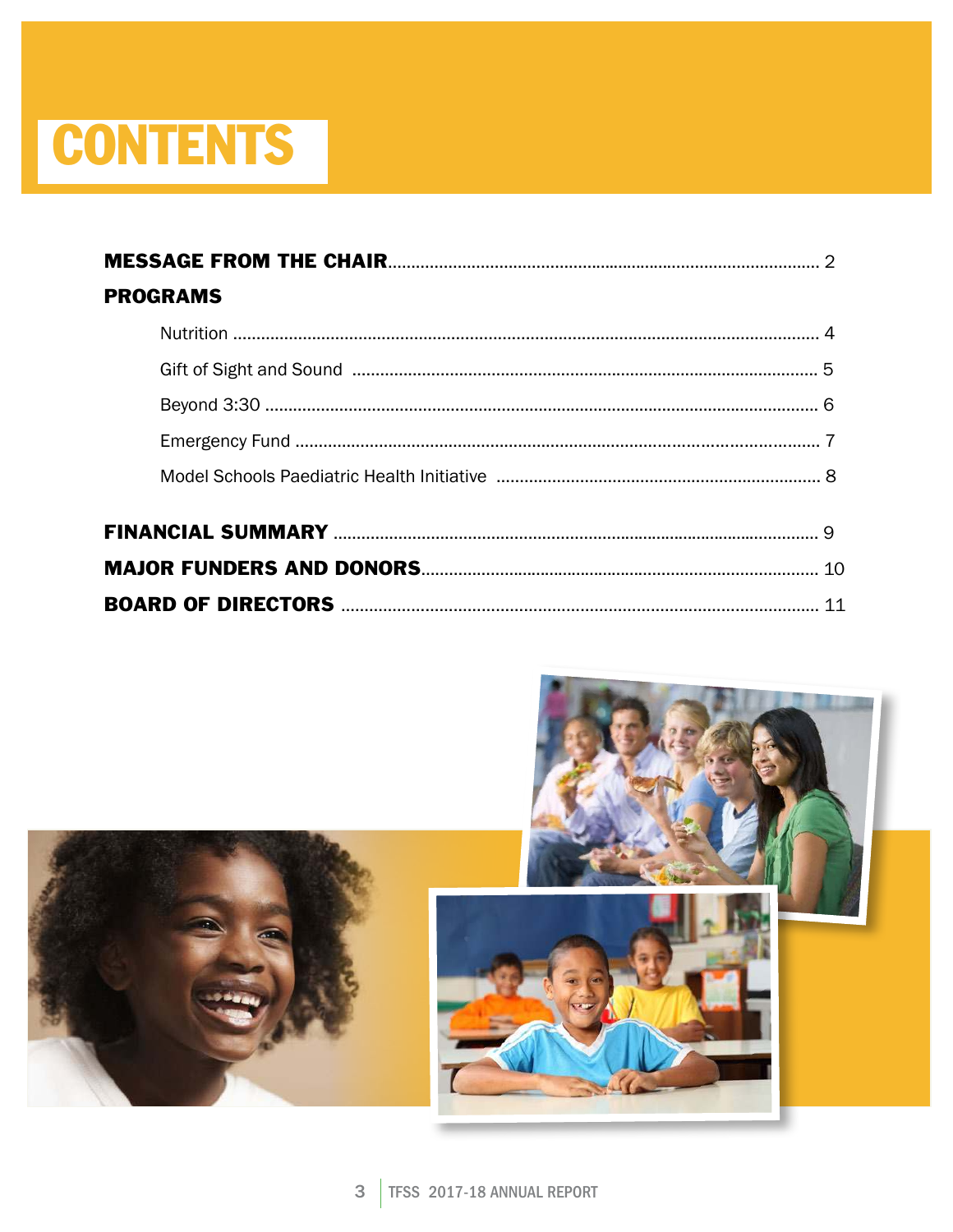# CONTENTS

**MESSAGE FROM THE CHAIR** .......... 2

**PROGRAMS**

- Nutrition .......... 4
- Gift of Sight and Sound .......... 5
- Beyond 3:30 .......... 6
- Emergency Fund .......... 7
- Model Schools Paediatric Health Initiative .......... 8

**FINANCIAL SUMMARY** .......... 9

**MAJOR FUNDERS AND DONORS** .......... 10

**BOARD OF DIRECTORS** .......... 11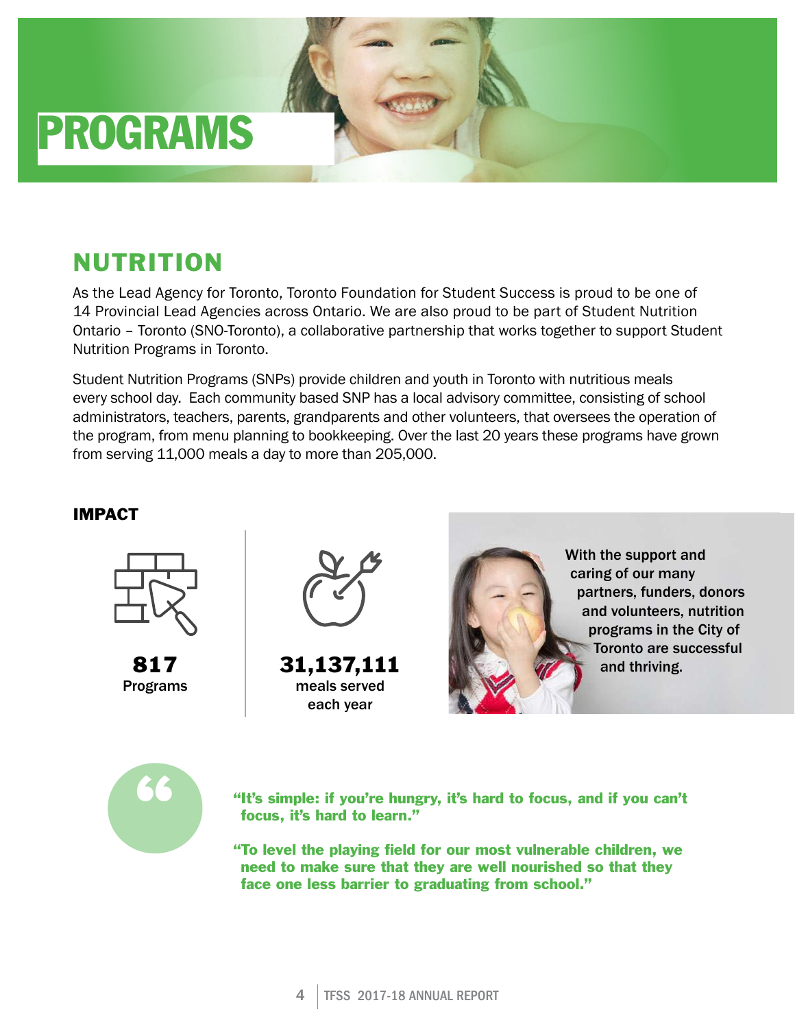# PROGRAMS

## NUTRITION

As the Lead Agency for Toronto, Toronto Foundation for Student Success is proud to be one of 14 Provincial Lead Agencies across Ontario. We are also proud to be part of Student Nutrition Ontario – Toronto (SNO-Toronto), a collaborative partnership that works together to support Student Nutrition Programs in Toronto.

Student Nutrition Programs (SNPs) provide children and youth in Toronto with nutritious meals every school day. Each community based SNP has a local advisory committee, consisting of school administrators, teachers, parents, grandparents and other volunteers, that oversees the operation of the program, from menu planning to bookkeeping. Over the last 20 years these programs have grown from serving 11,000 meals a day to more than 205,000.

### IMPACT

**817**
Programs

**31,137,111**
meals served each year

With the support and caring of our many partners, funders, donors and volunteers, nutrition programs in the City of Toronto are successful and thriving.

**"It's simple: if you're hungry, it's hard to focus, and if you can't focus, it's hard to learn."**

**"To level the playing field for our most vulnerable children, we need to make sure that they are well nourished so that they face one less barrier to graduating from school."**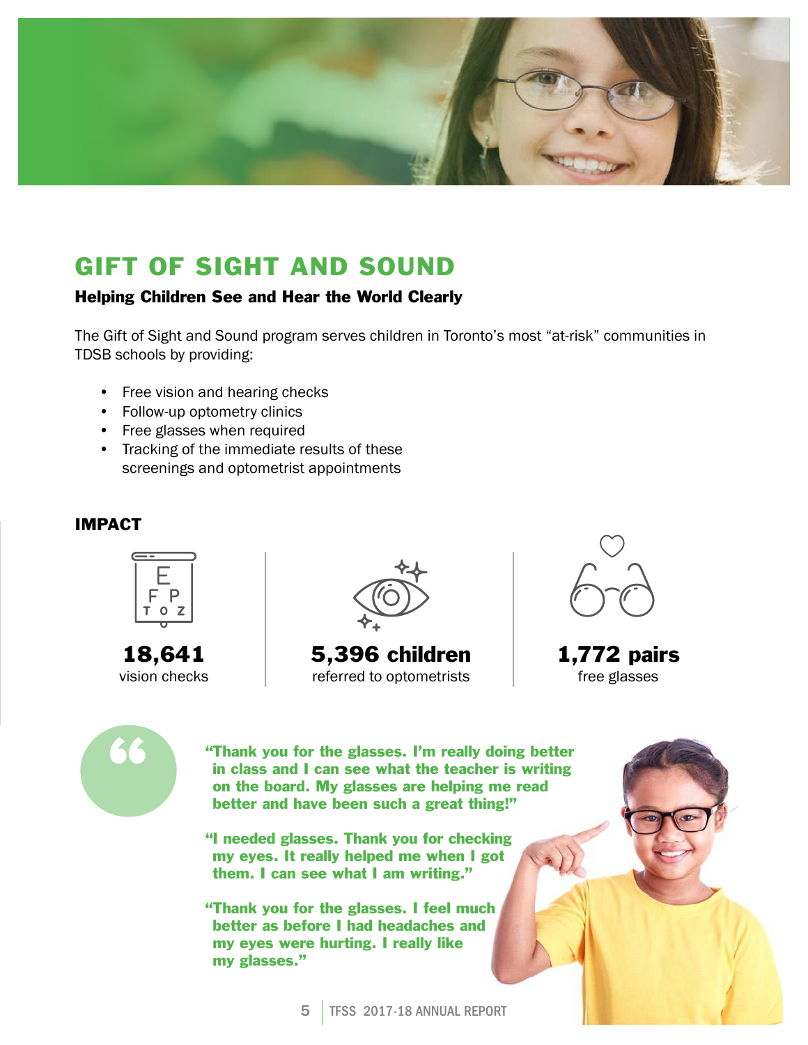# GIFT OF SIGHT AND SOUND

### Helping Children See and Hear the World Clearly

The Gift of Sight and Sound program serves children in Toronto's most "at-risk" communities in TDSB schools by providing:

- Free vision and hearing checks
- Follow-up optometry clinics
- Free glasses when required
- Tracking of the immediate results of these screenings and optometrist appointments

### IMPACT

**18,641**
vision checks

**5,396 children**
referred to optometrists

**1,772 pairs**
free glasses

**"Thank you for the glasses. I'm really doing better in class and I can see what the teacher is writing on the board. My glasses are helping me read better and have been such a great thing!"**

**"I needed glasses. Thank you for checking my eyes. It really helped me when I got them. I can see what I am writing."**

**"Thank you for the glasses. I feel much better as before I had headaches and my eyes were hurting. I really like my glasses."**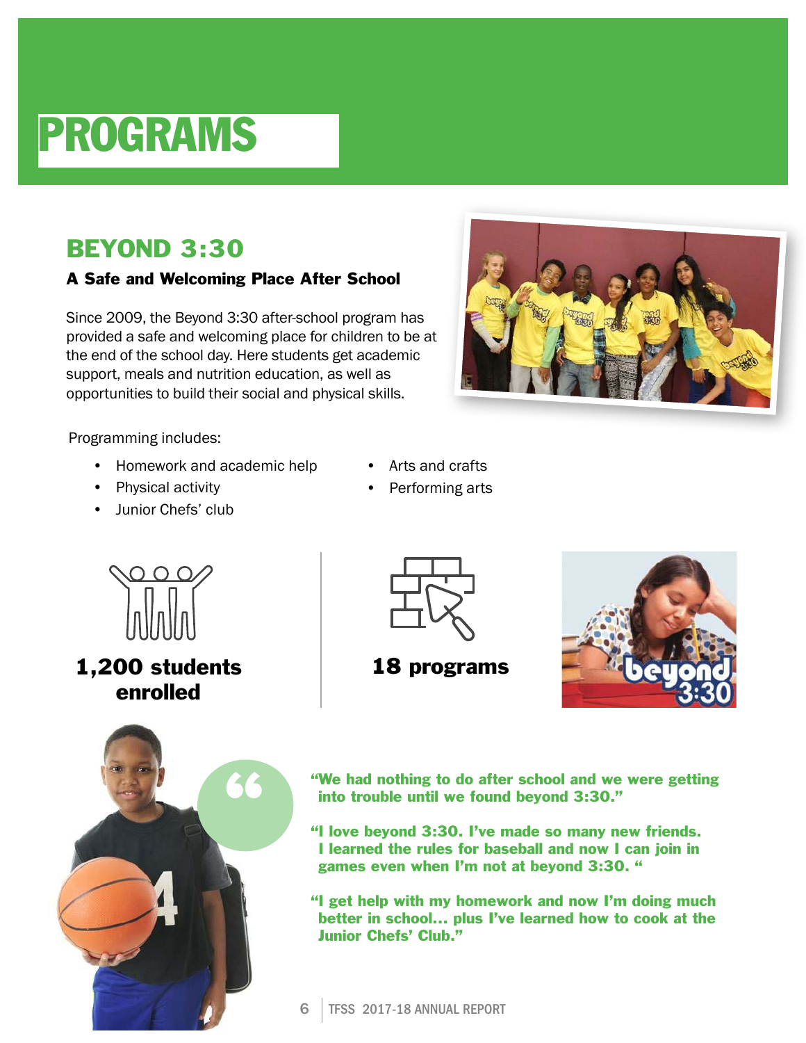# PROGRAMS

## BEYOND 3:30

### A Safe and Welcoming Place After School

Since 2009, the Beyond 3:30 after-school program has provided a safe and welcoming place for children to be at the end of the school day. Here students get academic support, meals and nutrition education, as well as opportunities to build their social and physical skills.

Programming includes:

- Homework and academic help
- Physical activity
- Junior Chefs' club
- Arts and crafts
- Performing arts

**1,200 students enrolled**

**18 programs**

**"We had nothing to do after school and we were getting into trouble until we found beyond 3:30."**

**"I love beyond 3:30. I've made so many new friends. I learned the rules for baseball and now I can join in games even when I'm not at beyond 3:30. "**

**"I get help with my homework and now I'm doing much better in school… plus I've learned how to cook at the Junior Chefs' Club."**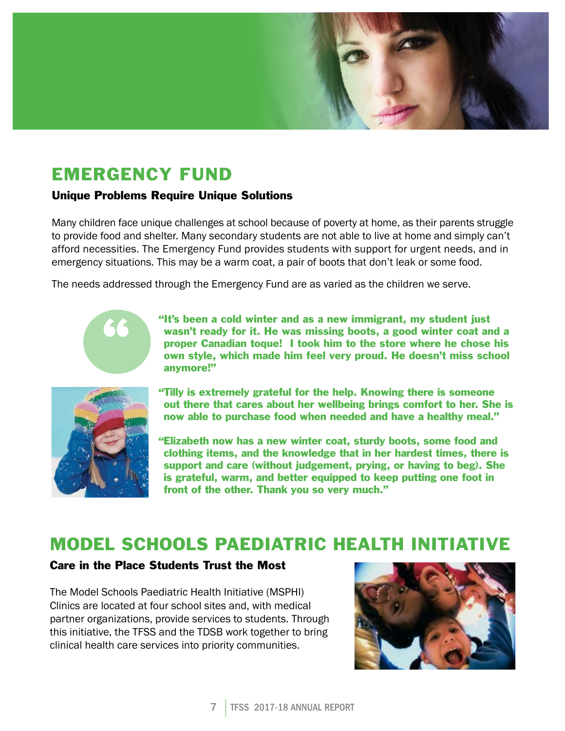## EMERGENCY FUND

### Unique Problems Require Unique Solutions

Many children face unique challenges at school because of poverty at home, as their parents struggle to provide food and shelter. Many secondary students are not able to live at home and simply can't afford necessities. The Emergency Fund provides students with support for urgent needs, and in emergency situations. This may be a warm coat, a pair of boots that don't leak or some food.

The needs addressed through the Emergency Fund are as varied as the children we serve.

**"It's been a cold winter and as a new immigrant, my student just wasn't ready for it. He was missing boots, a good winter coat and a proper Canadian toque! I took him to the store where he chose his own style, which made him feel very proud. He doesn't miss school anymore!"**

**"Tilly is extremely grateful for the help. Knowing there is someone out there that cares about her wellbeing brings comfort to her. She is now able to purchase food when needed and have a healthy meal."**

**"Elizabeth now has a new winter coat, sturdy boots, some food and clothing items, and the knowledge that in her hardest times, there is support and care (without judgement, prying, or having to beg). She is grateful, warm, and better equipped to keep putting one foot in front of the other. Thank you so very much."**

## MODEL SCHOOLS PAEDIATRIC HEALTH INITIATIVE

### Care in the Place Students Trust the Most

The Model Schools Paediatric Health Initiative (MSPHI) Clinics are located at four school sites and, with medical partner organizations, provide services to students. Through this initiative, the TFSS and the TDSB work together to bring clinical health care services into priority communities.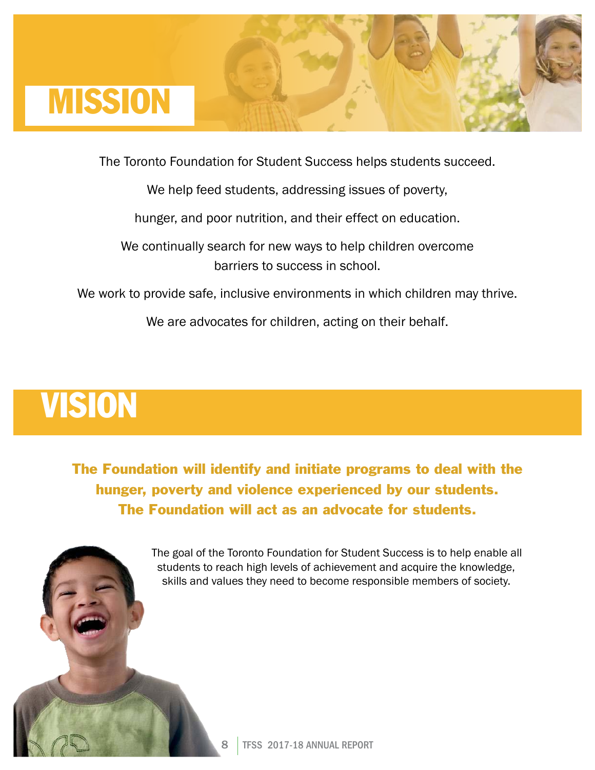# MISSION

The Toronto Foundation for Student Success helps students succeed.

We help feed students, addressing issues of poverty,

hunger, and poor nutrition, and their effect on education.

We continually search for new ways to help children overcome barriers to success in school.

We work to provide safe, inclusive environments in which children may thrive.

We are advocates for children, acting on their behalf.

# VISION

**The Foundation will identify and initiate programs to deal with the hunger, poverty and violence experienced by our students. The Foundation will act as an advocate for students.**

The goal of the Toronto Foundation for Student Success is to help enable all students to reach high levels of achievement and acquire the knowledge, skills and values they need to become responsible members of society.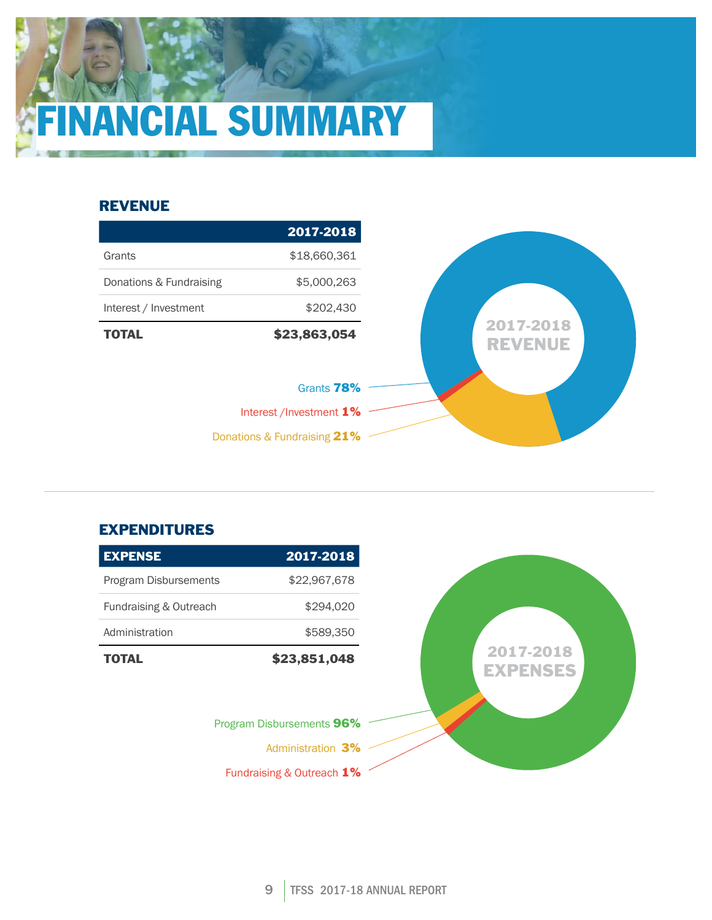# FINANCIAL SUMMARY

## REVENUE

| | 2017-2018 |
|---|---|
| Grants | $18,660,361 |
| Donations & Fundraising | $5,000,263 |
| Interest / Investment | $202,430 |
| **TOTAL** | **$23,863,054** |

2017-2018 REVENUE

Grants **78%**

Interest /Investment **1%**

Donations & Fundraising **21%**

## EXPENDITURES

| EXPENSE | 2017-2018 |
|---|---|
| Program Disbursements | $22,967,678 |
| Fundraising & Outreach | $294,020 |
| Administration | $589,350 |
| **TOTAL** | **$23,851,048** |

2017-2018 EXPENSES

Program Disbursements **96%**

Administration **3%**

Fundraising & Outreach **1%**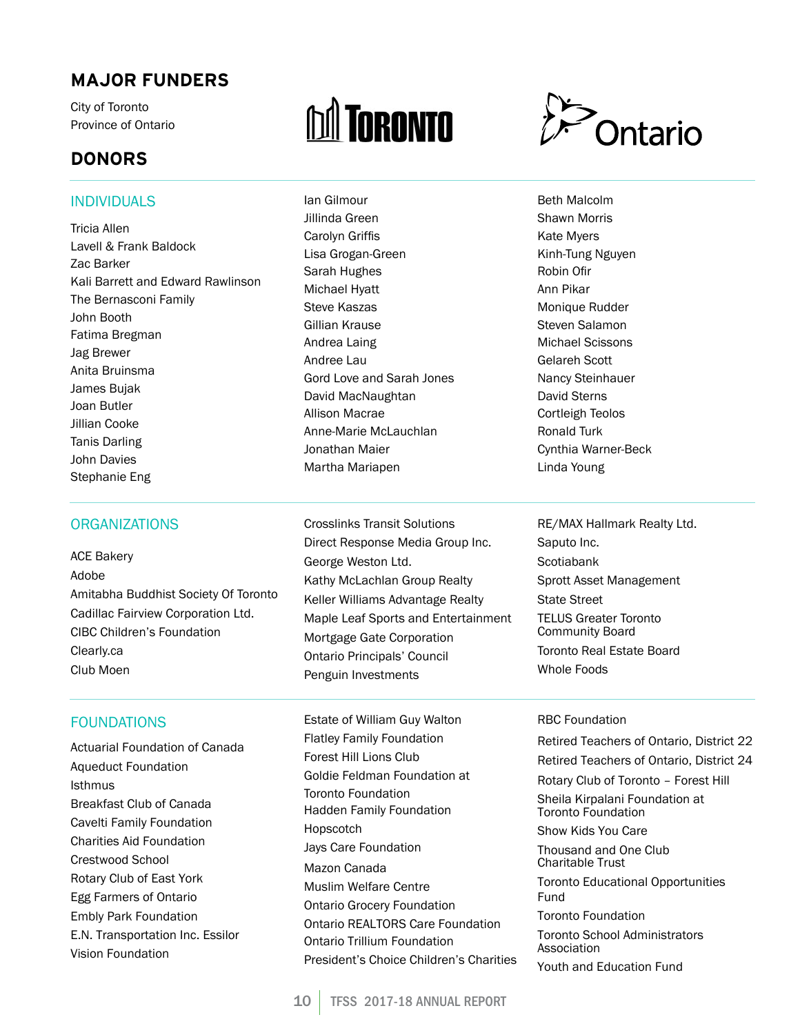## MAJOR FUNDERS

City of Toronto
Province of Ontario

## DONORS

### INDIVIDUALS

Tricia Allen
Lavell & Frank Baldock
Zac Barker
Kali Barrett and Edward Rawlinson
The Bernasconi Family
John Booth
Fatima Bregman
Jag Brewer
Anita Bruinsma
James Bujak
Joan Butler
Jillian Cooke
Tanis Darling
John Davies
Stephanie Eng
Ian Gilmour
Jillinda Green
Carolyn Griffis
Lisa Grogan-Green
Sarah Hughes
Michael Hyatt
Steve Kaszas
Gillian Krause
Andrea Laing
Andree Lau
Gord Love and Sarah Jones
David MacNaughtan
Allison Macrae
Anne-Marie McLauchlan
Jonathan Maier
Martha Mariapen
Beth Malcolm
Shawn Morris
Kate Myers
Kinh-Tung Nguyen
Robin Ofir
Ann Pikar
Monique Rudder
Steven Salamon
Michael Scissons
Gelareh Scott
Nancy Steinhauer
David Sterns
Cortleigh Teolos
Ronald Turk
Cynthia Warner-Beck
Linda Young

### ORGANIZATIONS

ACE Bakery
Adobe
Amitabha Buddhist Society Of Toronto
Cadillac Fairview Corporation Ltd.
CIBC Children's Foundation
Clearly.ca
Club Moen
Crosslinks Transit Solutions
Direct Response Media Group Inc.
George Weston Ltd.
Kathy McLachlan Group Realty
Keller Williams Advantage Realty
Maple Leaf Sports and Entertainment
Mortgage Gate Corporation
Ontario Principals' Council
Penguin Investments
RE/MAX Hallmark Realty Ltd.
Saputo Inc.
Scotiabank
Sprott Asset Management
State Street
TELUS Greater Toronto Community Board
Toronto Real Estate Board
Whole Foods

### FOUNDATIONS

Actuarial Foundation of Canada
Aqueduct Foundation
Isthmus
Breakfast Club of Canada
Cavelti Family Foundation
Charities Aid Foundation
Crestwood School
Rotary Club of East York
Egg Farmers of Ontario
Embly Park Foundation
E.N. Transportation Inc. Essilor Vision Foundation
Estate of William Guy Walton
Flatley Family Foundation
Forest Hill Lions Club
Goldie Feldman Foundation at Toronto Foundation
Hadden Family Foundation
Hopscotch
Jays Care Foundation
Mazon Canada
Muslim Welfare Centre
Ontario Grocery Foundation
Ontario REALTORS Care Foundation
Ontario Trillium Foundation
President's Choice Children's Charities
RBC Foundation
Retired Teachers of Ontario, District 22
Retired Teachers of Ontario, District 24
Rotary Club of Toronto – Forest Hill
Sheila Kirpalani Foundation at Toronto Foundation
Show Kids You Care
Thousand and One Club Charitable Trust
Toronto Educational Opportunities Fund
Toronto Foundation
Toronto School Administrators Association
Youth and Education Fund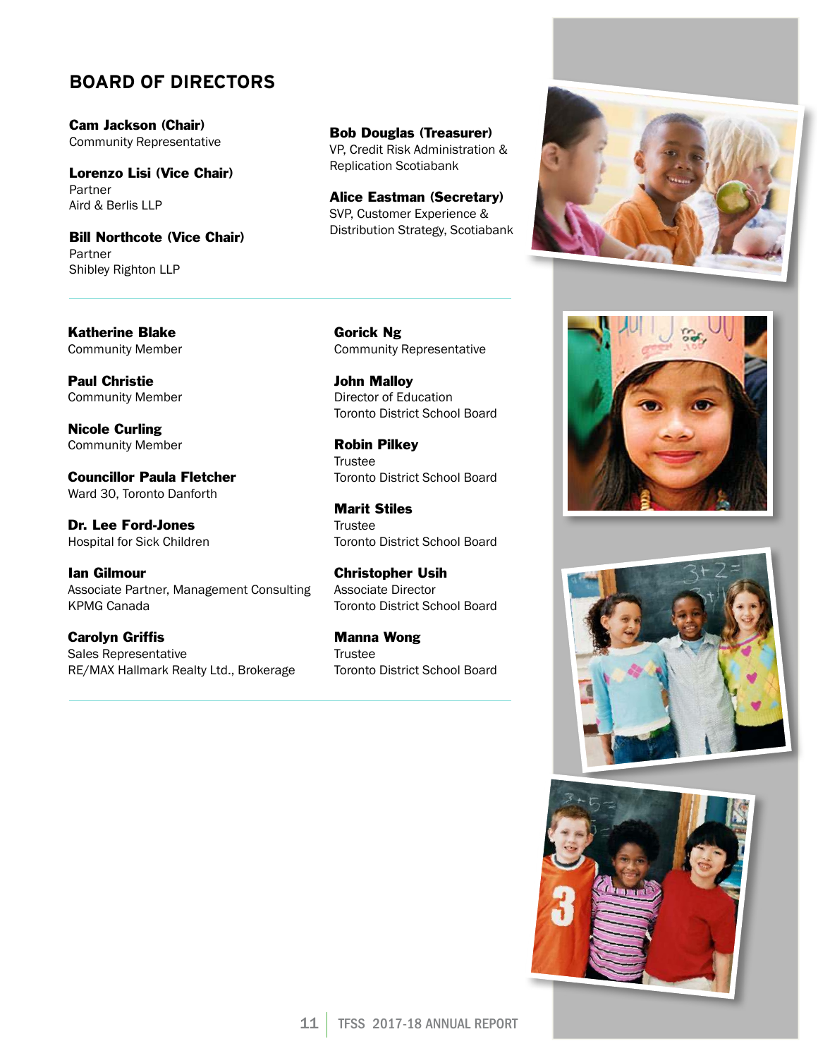## BOARD OF DIRECTORS

**Cam Jackson (Chair)**
Community Representative

**Lorenzo Lisi (Vice Chair)**
Partner
Aird & Berlis LLP

**Bill Northcote (Vice Chair)**
Partner
Shibley Righton LLP

**Bob Douglas (Treasurer)**
VP, Credit Risk Administration & Replication Scotiabank

**Alice Eastman (Secretary)**
SVP, Customer Experience & Distribution Strategy, Scotiabank

---

**Katherine Blake**
Community Member

**Paul Christie**
Community Member

**Nicole Curling**
Community Member

**Councillor Paula Fletcher**
Ward 30, Toronto Danforth

**Dr. Lee Ford-Jones**
Hospital for Sick Children

**Ian Gilmour**
Associate Partner, Management Consulting
KPMG Canada

**Carolyn Griffis**
Sales Representative
RE/MAX Hallmark Realty Ltd., Brokerage

**Gorick Ng**
Community Representative

**John Malloy**
Director of Education
Toronto District School Board

**Robin Pilkey**
Trustee
Toronto District School Board

**Marit Stiles**
Trustee
Toronto District School Board

**Christopher Usih**
Associate Director
Toronto District School Board

**Manna Wong**
Trustee
Toronto District School Board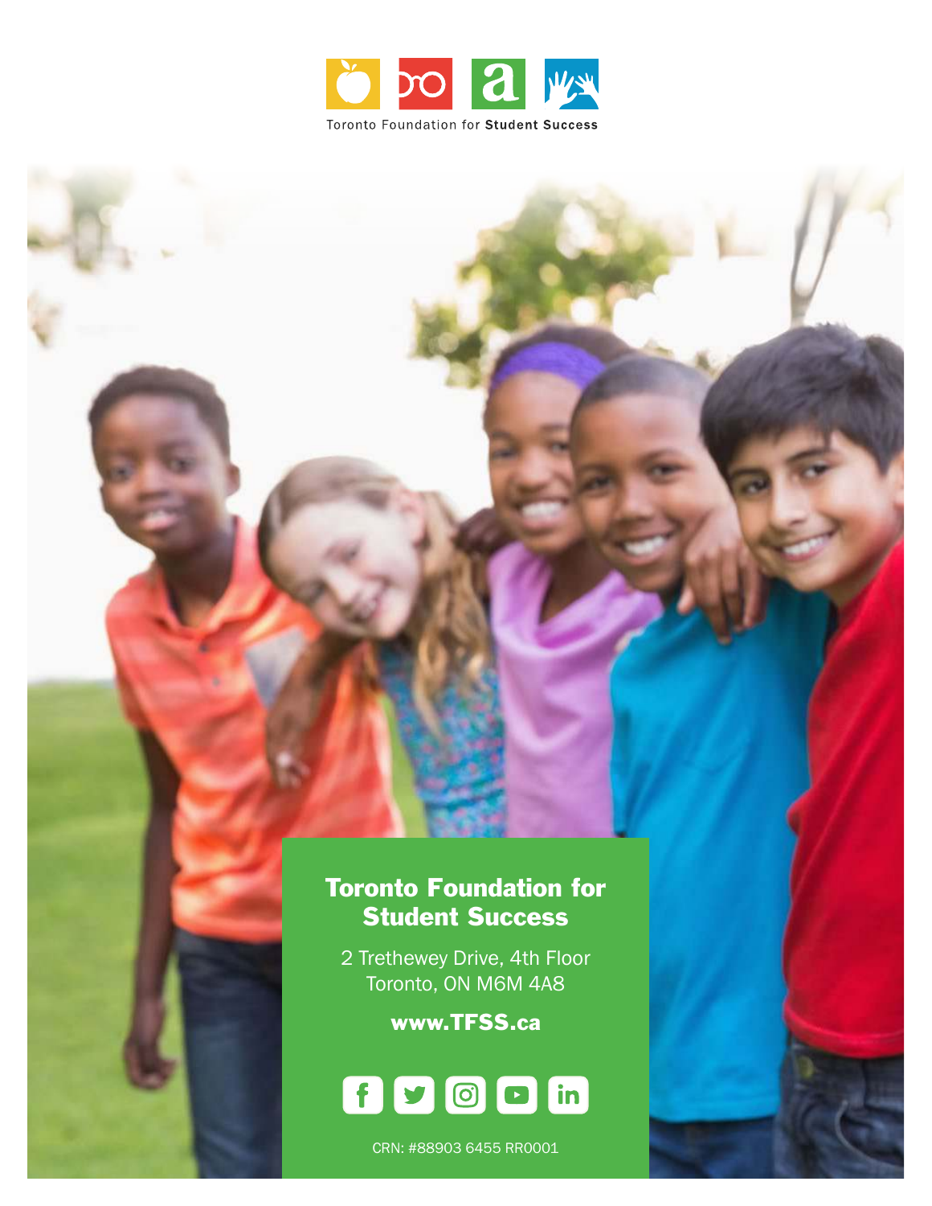Toronto Foundation for **Student Success**

## Toronto Foundation for Student Success

2 Trethewey Drive, 4th Floor
Toronto, ON M6M 4A8

**www.TFSS.ca**

CRN: #88903 6455 RR0001